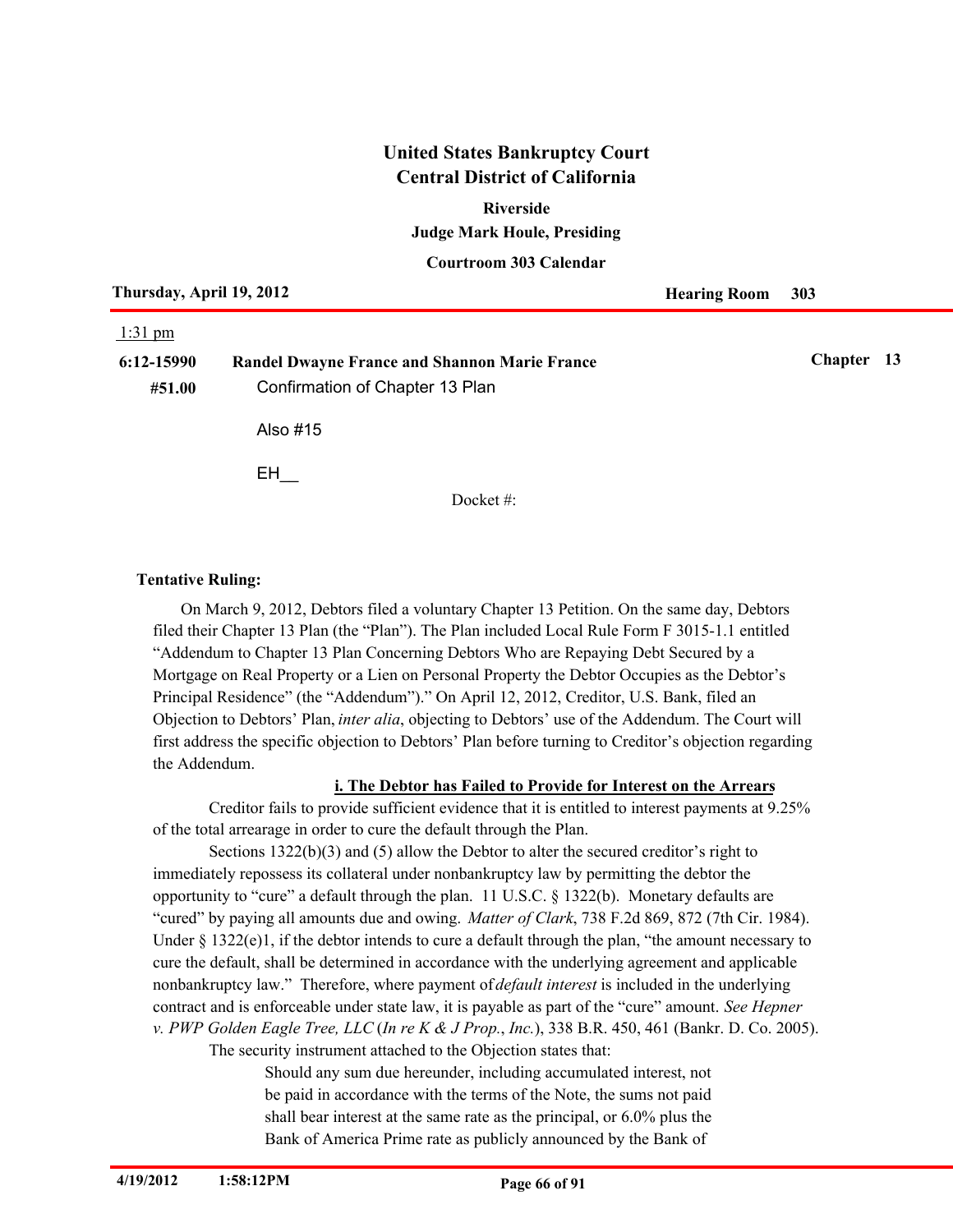# United States Bankruptcy Court
# Central District of California

**Riverside**

**Judge Mark Houle, Presiding**

**Courtroom 303 Calendar**

**Thursday, April 19, 2012** **Hearing Room 303**

1:31 pm

**6:12-15990** **Randel Dwayne France and Shannon Marie France** **Chapter 13**

**#51.00** Confirmation of Chapter 13 Plan

Also #15

EH__

Docket #:

**Tentative Ruling:**

On March 9, 2012, Debtors filed a voluntary Chapter 13 Petition. On the same day, Debtors filed their Chapter 13 Plan (the "Plan"). The Plan included Local Rule Form F 3015-1.1 entitled "Addendum to Chapter 13 Plan Concerning Debtors Who are Repaying Debt Secured by a Mortgage on Real Property or a Lien on Personal Property the Debtor Occupies as the Debtor's Principal Residence" (the "Addendum")." On April 12, 2012, Creditor, U.S. Bank, filed an Objection to Debtors' Plan, *inter alia*, objecting to Debtors' use of the Addendum. The Court will first address the specific objection to Debtors' Plan before turning to Creditor's objection regarding the Addendum.

**i. The Debtor has Failed to Provide for Interest on the Arrears**

Creditor fails to provide sufficient evidence that it is entitled to interest payments at 9.25% of the total arrearage in order to cure the default through the Plan.

Sections 1322(b)(3) and (5) allow the Debtor to alter the secured creditor's right to immediately repossess its collateral under nonbankruptcy law by permitting the debtor the opportunity to "cure" a default through the plan. 11 U.S.C. § 1322(b). Monetary defaults are "cured" by paying all amounts due and owing. *Matter of Clark*, 738 F.2d 869, 872 (7th Cir. 1984). Under § 1322(e)1, if the debtor intends to cure a default through the plan, "the amount necessary to cure the default, shall be determined in accordance with the underlying agreement and applicable nonbankruptcy law." Therefore, where payment of *default interest* is included in the underlying contract and is enforceable under state law, it is payable as part of the "cure" amount. *See Hepner v. PWP Golden Eagle Tree, LLC* (*In re K & J Prop., Inc.*), 338 B.R. 450, 461 (Bankr. D. Co. 2005).

The security instrument attached to the Objection states that:

> Should any sum due hereunder, including accumulated interest, not be paid in accordance with the terms of the Note, the sums not paid shall bear interest at the same rate as the principal, or 6.0% plus the Bank of America Prime rate as publicly announced by the Bank of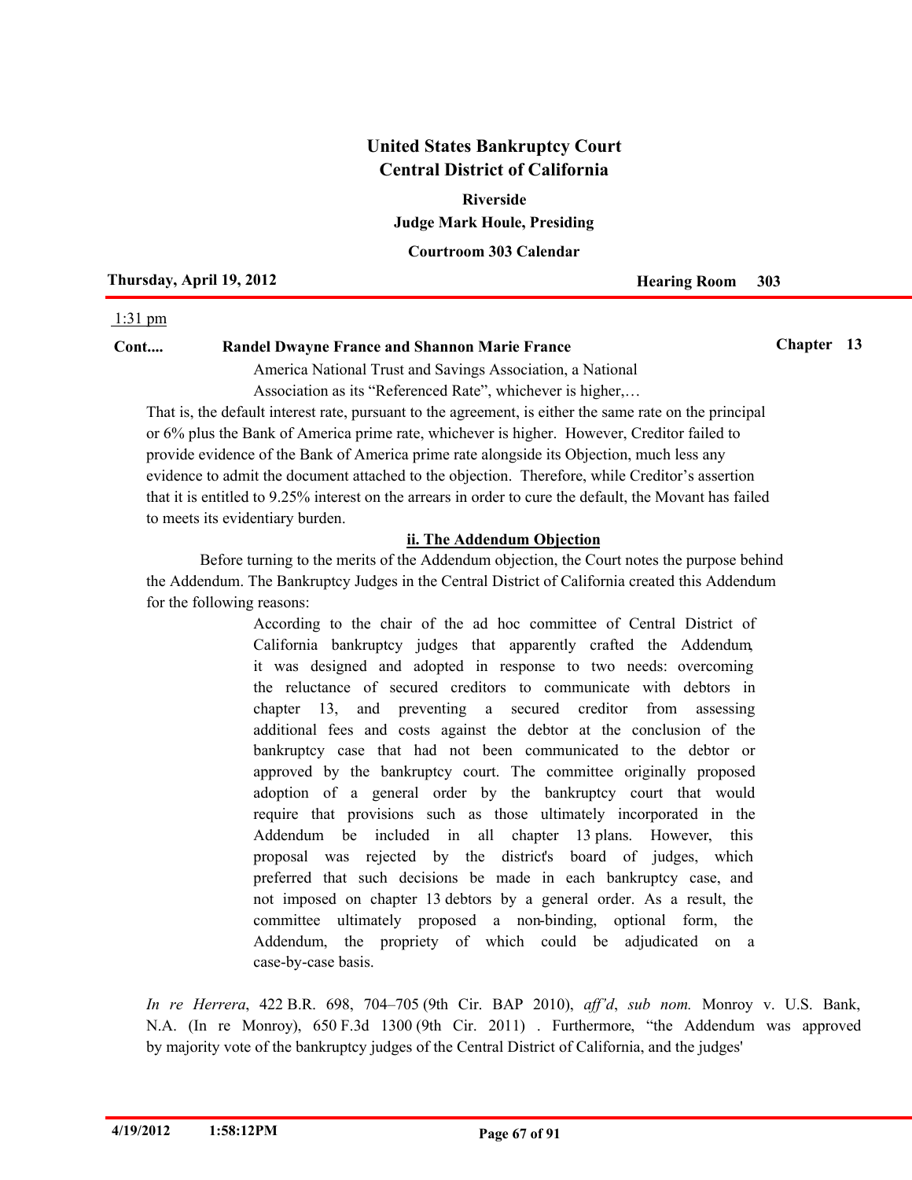1:31 pm

**Cont....** **Randel Dwayne France and Shannon Marie France** **Chapter 13**

America National Trust and Savings Association, a National Association as its "Referenced Rate", whichever is higher,…

That is, the default interest rate, pursuant to the agreement, is either the same rate on the principal or 6% plus the Bank of America prime rate, whichever is higher. However, Creditor failed to provide evidence of the Bank of America prime rate alongside its Objection, much less any evidence to admit the document attached to the objection. Therefore, while Creditor's assertion that it is entitled to 9.25% interest on the arrears in order to cure the default, the Movant has failed to meets its evidentiary burden.

**ii. The Addendum Objection**

Before turning to the merits of the Addendum objection, the Court notes the purpose behind the Addendum. The Bankruptcy Judges in the Central District of California created this Addendum for the following reasons:

> According to the chair of the ad hoc committee of Central District of California bankruptcy judges that apparently crafted the Addendum, it was designed and adopted in response to two needs: overcoming the reluctance of secured creditors to communicate with debtors in chapter 13, and preventing a secured creditor from assessing additional fees and costs against the debtor at the conclusion of the bankruptcy case that had not been communicated to the debtor or approved by the bankruptcy court. The committee originally proposed adoption of a general order by the bankruptcy court that would require that provisions such as those ultimately incorporated in the Addendum be included in all chapter 13 plans. However, this proposal was rejected by the district's board of judges, which preferred that such decisions be made in each bankruptcy case, and not imposed on chapter 13 debtors by a general order. As a result, the committee ultimately proposed a non-binding, optional form, the Addendum, the propriety of which could be adjudicated on a case-by-case basis.

*In re Herrera*, 422 B.R. 698, 704–705 (9th Cir. BAP 2010), *aff'd*, *sub nom.* Monroy v. U.S. Bank, N.A. (In re Monroy), 650 F.3d 1300 (9th Cir. 2011) . Furthermore, "the Addendum was approved by majority vote of the bankruptcy judges of the Central District of California, and the judges'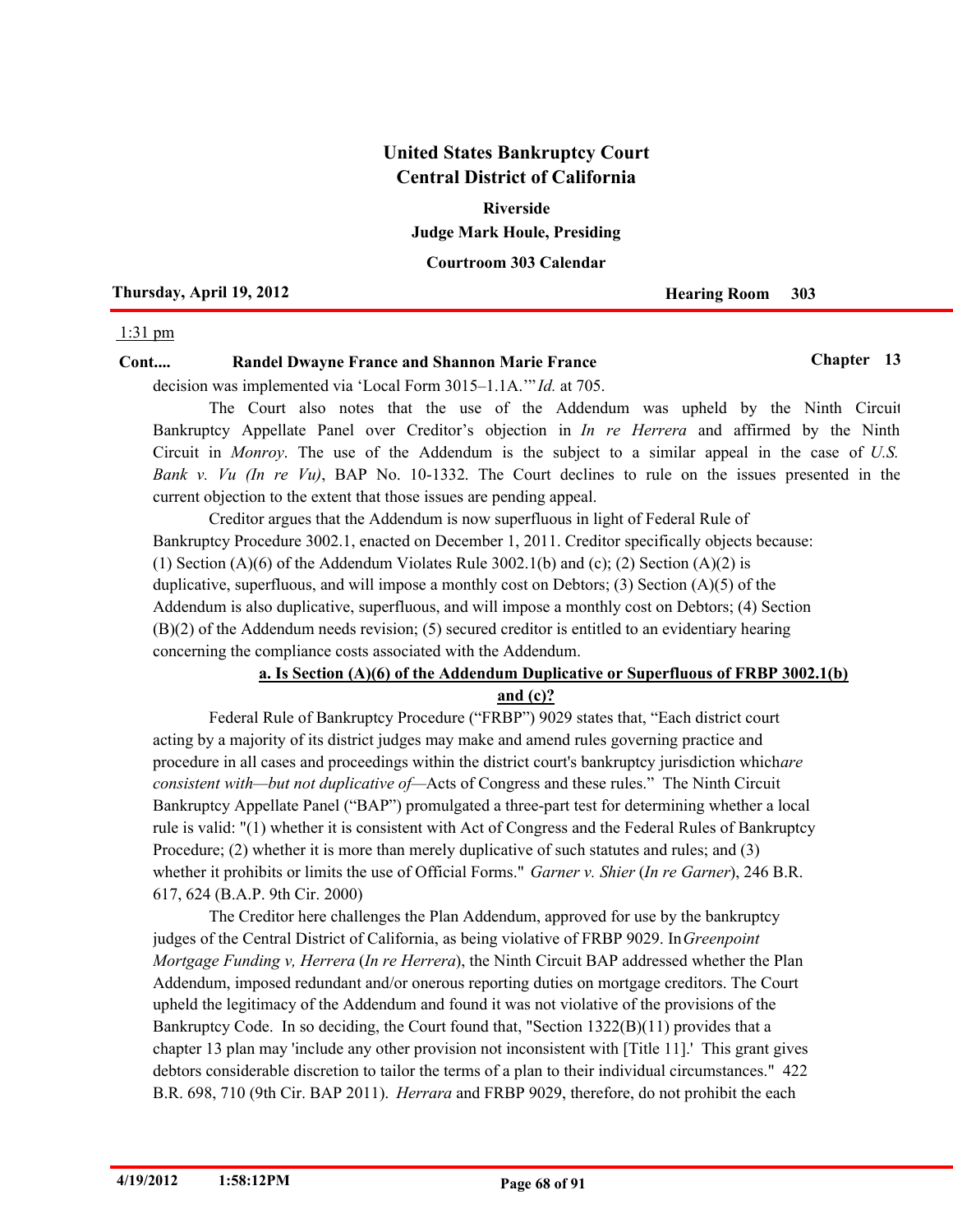decision was implemented via 'Local Form 3015–1.1A.'" *Id.* at 705.

The Court also notes that the use of the Addendum was upheld by the Ninth Circuit Bankruptcy Appellate Panel over Creditor's objection in *In re Herrera* and affirmed by the Ninth Circuit in *Monroy*. The use of the Addendum is the subject to a similar appeal in the case of *U.S. Bank v. Vu (In re Vu)*, BAP No. 10-1332. The Court declines to rule on the issues presented in the current objection to the extent that those issues are pending appeal.

Creditor argues that the Addendum is now superfluous in light of Federal Rule of Bankruptcy Procedure 3002.1, enacted on December 1, 2011. Creditor specifically objects because: (1) Section (A)(6) of the Addendum Violates Rule 3002.1(b) and (c); (2) Section (A)(2) is duplicative, superfluous, and will impose a monthly cost on Debtors; (3) Section (A)(5) of the Addendum is also duplicative, superfluous, and will impose a monthly cost on Debtors; (4) Section (B)(2) of the Addendum needs revision; (5) secured creditor is entitled to an evidentiary hearing concerning the compliance costs associated with the Addendum.

**a. Is Section (A)(6) of the Addendum Duplicative or Superfluous of FRBP 3002.1(b) and (c)?**

Federal Rule of Bankruptcy Procedure ("FRBP") 9029 states that, "Each district court acting by a majority of its district judges may make and amend rules governing practice and procedure in all cases and proceedings within the district court's bankruptcy jurisdiction which*are consistent with—but not duplicative of—*Acts of Congress and these rules." The Ninth Circuit Bankruptcy Appellate Panel ("BAP") promulgated a three-part test for determining whether a local rule is valid: "(1) whether it is consistent with Act of Congress and the Federal Rules of Bankruptcy Procedure; (2) whether it is more than merely duplicative of such statutes and rules; and (3) whether it prohibits or limits the use of Official Forms." *Garner v. Shier* (*In re Garner*), 246 B.R. 617, 624 (B.A.P. 9th Cir. 2000)

The Creditor here challenges the Plan Addendum, approved for use by the bankruptcy judges of the Central District of California, as being violative of FRBP 9029. In*Greenpoint Mortgage Funding v, Herrera* (*In re Herrera*), the Ninth Circuit BAP addressed whether the Plan Addendum, imposed redundant and/or onerous reporting duties on mortgage creditors. The Court upheld the legitimacy of the Addendum and found it was not violative of the provisions of the Bankruptcy Code. In so deciding, the Court found that, "Section 1322(B)(11) provides that a chapter 13 plan may 'include any other provision not inconsistent with [Title 11].' This grant gives debtors considerable discretion to tailor the terms of a plan to their individual circumstances." 422 B.R. 698, 710 (9th Cir. BAP 2011). *Herrara* and FRBP 9029, therefore, do not prohibit the each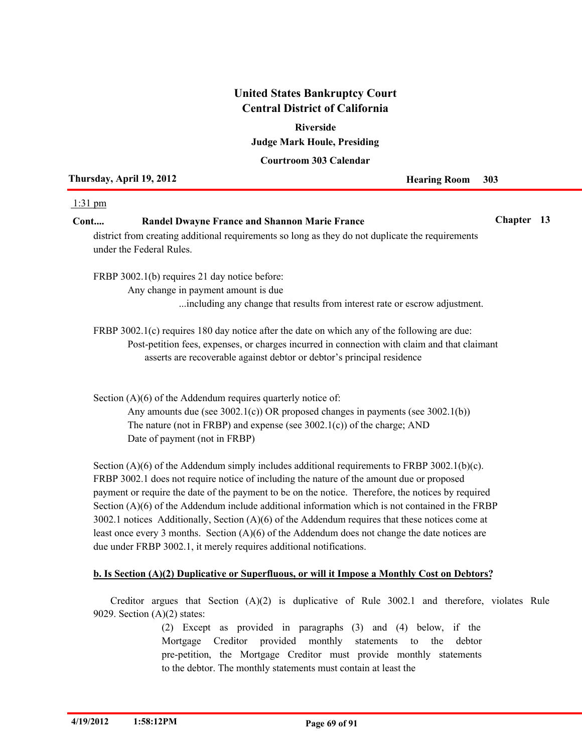**Cont.... Randel Dwayne France and Shannon Marie France** **Chapter 13**

district from creating additional requirements so long as they do not duplicate the requirements under the Federal Rules.

FRBP 3002.1(b) requires 21 day notice before:

> Any change in payment amount is due
>
> > ...including any change that results from interest rate or escrow adjustment.

FRBP 3002.1(c) requires 180 day notice after the date on which any of the following are due:

> Post-petition fees, expenses, or charges incurred in connection with claim and that claimant asserts are recoverable against debtor or debtor's principal residence

Section (A)(6) of the Addendum requires quarterly notice of:

> Any amounts due (see 3002.1(c)) OR proposed changes in payments (see 3002.1(b))
>
> The nature (not in FRBP) and expense (see 3002.1(c)) of the charge; AND
>
> Date of payment (not in FRBP)

Section (A)(6) of the Addendum simply includes additional requirements to FRBP 3002.1(b)(c). FRBP 3002.1 does not require notice of including the nature of the amount due or proposed payment or require the date of the payment to be on the notice. Therefore, the notices by required Section (A)(6) of the Addendum include additional information which is not contained in the FRBP 3002.1 notices Additionally, Section (A)(6) of the Addendum requires that these notices come at least once every 3 months. Section (A)(6) of the Addendum does not change the date notices are due under FRBP 3002.1, it merely requires additional notifications.

**b. Is Section (A)(2) Duplicative or Superfluous, or will it Impose a Monthly Cost on Debtors?**

Creditor argues that Section (A)(2) is duplicative of Rule 3002.1 and therefore, violates Rule 9029. Section (A)(2) states:

> (2) Except as provided in paragraphs (3) and (4) below, if the Mortgage Creditor provided monthly statements to the debtor pre-petition, the Mortgage Creditor must provide monthly statements to the debtor. The monthly statements must contain at least the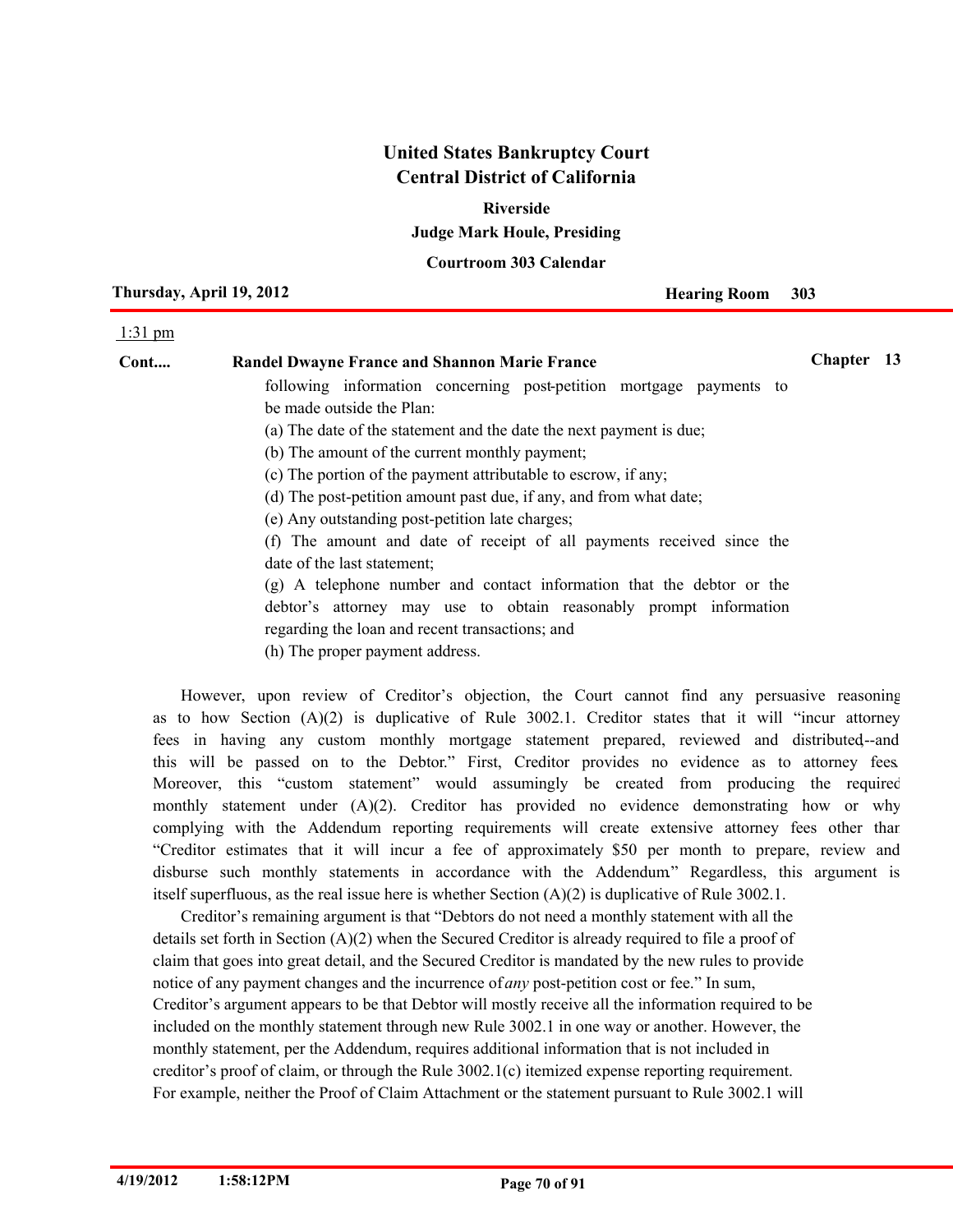following information concerning post-petition mortgage payments to be made outside the Plan:

(a) The date of the statement and the date the next payment is due;

(b) The amount of the current monthly payment;

(c) The portion of the payment attributable to escrow, if any;

(d) The post-petition amount past due, if any, and from what date;

(e) Any outstanding post-petition late charges;

(f) The amount and date of receipt of all payments received since the date of the last statement;

(g) A telephone number and contact information that the debtor or the debtor's attorney may use to obtain reasonably prompt information regarding the loan and recent transactions; and

(h) The proper payment address.

However, upon review of Creditor's objection, the Court cannot find any persuasive reasoning as to how Section (A)(2) is duplicative of Rule 3002.1. Creditor states that it will "incur attorney fees in having any custom monthly mortgage statement prepared, reviewed and distributed--and this will be passed on to the Debtor." First, Creditor provides no evidence as to attorney fees. Moreover, this "custom statement" would assumingly be created from producing the required monthly statement under (A)(2). Creditor has provided no evidence demonstrating how or why complying with the Addendum reporting requirements will create extensive attorney fees other than "Creditor estimates that it will incur a fee of approximately $50 per month to prepare, review and disburse such monthly statements in accordance with the Addendum." Regardless, this argument is itself superfluous, as the real issue here is whether Section (A)(2) is duplicative of Rule 3002.1.

Creditor's remaining argument is that "Debtors do not need a monthly statement with all the details set forth in Section (A)(2) when the Secured Creditor is already required to file a proof of claim that goes into great detail, and the Secured Creditor is mandated by the new rules to provide notice of any payment changes and the incurrence of *any* post-petition cost or fee." In sum, Creditor's argument appears to be that Debtor will mostly receive all the information required to be included on the monthly statement through new Rule 3002.1 in one way or another. However, the monthly statement, per the Addendum, requires additional information that is not included in creditor's proof of claim, or through the Rule 3002.1(c) itemized expense reporting requirement. For example, neither the Proof of Claim Attachment or the statement pursuant to Rule 3002.1 will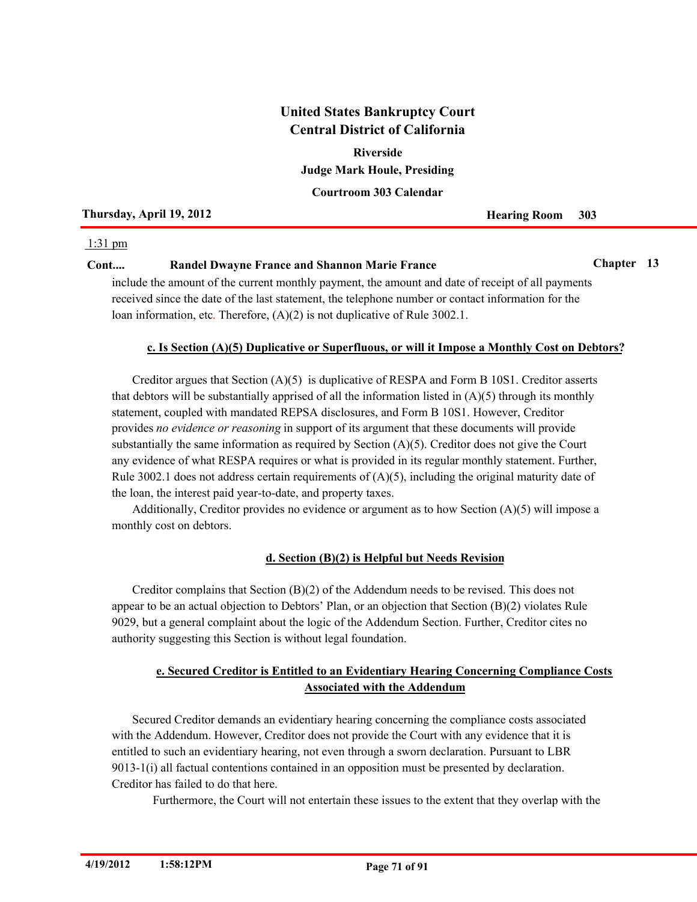include the amount of the current monthly payment, the amount and date of receipt of all payments received since the date of the last statement, the telephone number or contact information for the loan information, etc. Therefore, (A)(2) is not duplicative of Rule 3002.1.

**c. Is Section (A)(5) Duplicative or Superfluous, or will it Impose a Monthly Cost on Debtors?**

Creditor argues that Section (A)(5) is duplicative of RESPA and Form B 10S1. Creditor asserts that debtors will be substantially apprised of all the information listed in (A)(5) through its monthly statement, coupled with mandated REPSA disclosures, and Form B 10S1. However, Creditor provides *no evidence or reasoning* in support of its argument that these documents will provide substantially the same information as required by Section (A)(5). Creditor does not give the Court any evidence of what RESPA requires or what is provided in its regular monthly statement. Further, Rule 3002.1 does not address certain requirements of (A)(5), including the original maturity date of the loan, the interest paid year-to-date, and property taxes.

Additionally, Creditor provides no evidence or argument as to how Section (A)(5) will impose a monthly cost on debtors.

**d. Section (B)(2) is Helpful but Needs Revision**

Creditor complains that Section (B)(2) of the Addendum needs to be revised. This does not appear to be an actual objection to Debtors' Plan, or an objection that Section (B)(2) violates Rule 9029, but a general complaint about the logic of the Addendum Section. Further, Creditor cites no authority suggesting this Section is without legal foundation.

**e. Secured Creditor is Entitled to an Evidentiary Hearing Concerning Compliance Costs Associated with the Addendum**

Secured Creditor demands an evidentiary hearing concerning the compliance costs associated with the Addendum. However, Creditor does not provide the Court with any evidence that it is entitled to such an evidentiary hearing, not even through a sworn declaration. Pursuant to LBR 9013-1(i) all factual contentions contained in an opposition must be presented by declaration. Creditor has failed to do that here.

Furthermore, the Court will not entertain these issues to the extent that they overlap with the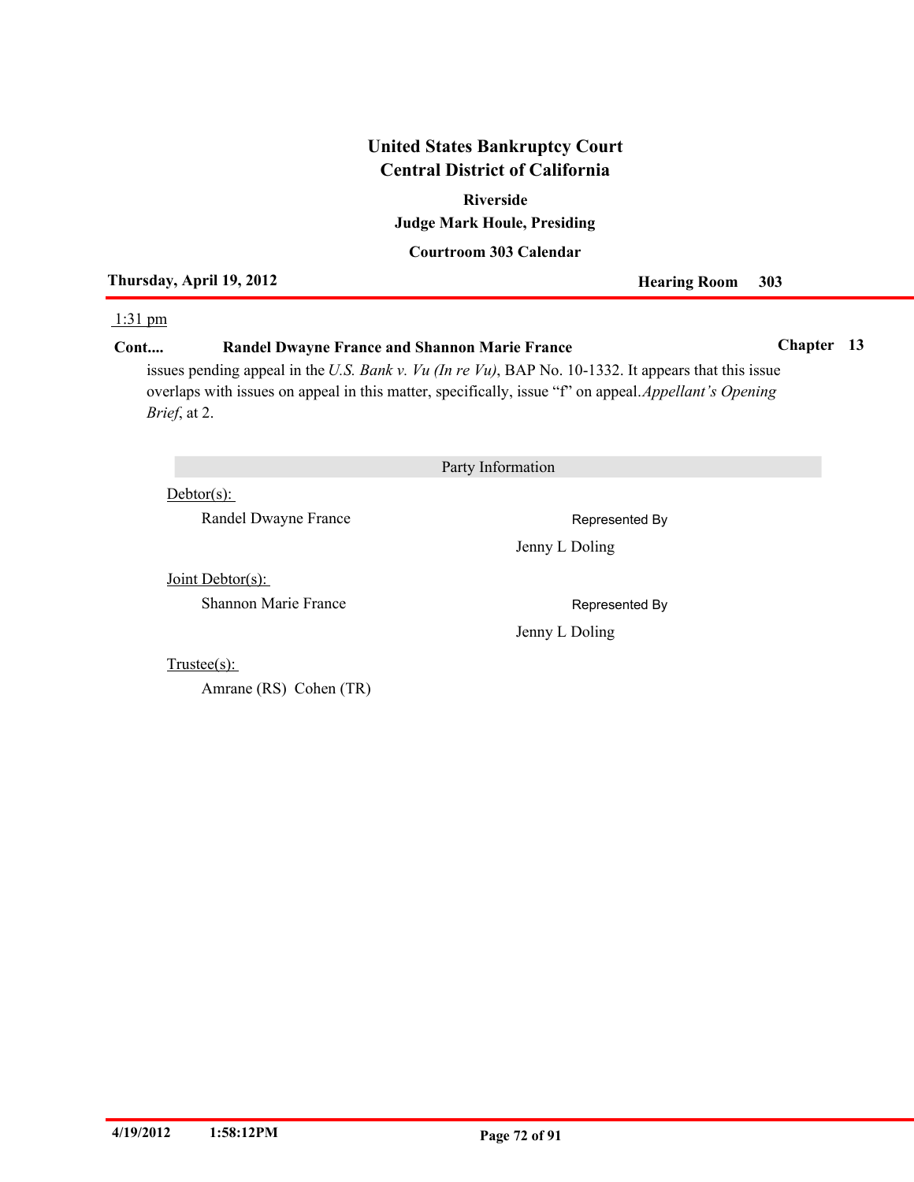# United States Bankruptcy Court
# Central District of California

**Riverside**

**Judge Mark Houle, Presiding**

**Courtroom 303 Calendar**

**Thursday, April 19, 2012** **Hearing Room 303**

1:31 pm

**Cont....** **Randel Dwayne France and Shannon Marie France** **Chapter 13**

issues pending appeal in the *U.S. Bank v. Vu (In re Vu)*, BAP No. 10-1332. It appears that this issue overlaps with issues on appeal in this matter, specifically, issue "f" on appeal.*Appellant's Opening Brief*, at 2.

## Party Information

Debtor(s):

Randel Dwayne France — Represented By Jenny L Doling

Joint Debtor(s):

Shannon Marie France — Represented By Jenny L Doling

Trustee(s):

Amrane (RS) Cohen (TR)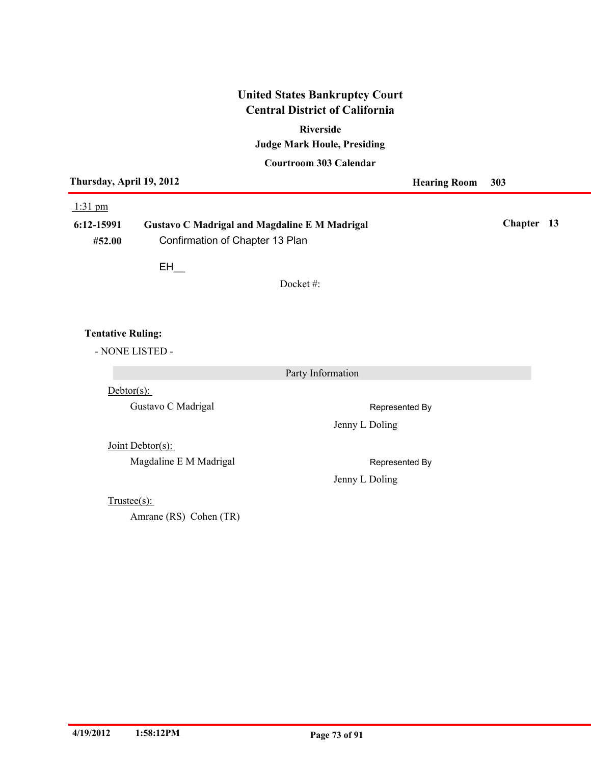# United States Bankruptcy Court
# Central District of California

**Riverside**

**Judge Mark Houle, Presiding**

**Courtroom 303 Calendar**

**Thursday, April 19, 2012** **Hearing Room 303**

1:31 pm

**6:12-15991** **Gustavo C Madrigal and Magdaline E M Madrigal** **Chapter 13**

**#52.00** Confirmation of Chapter 13 Plan

EH__

Docket #:

**Tentative Ruling:**

- NONE LISTED -

## Party Information

Debtor(s):

Gustavo C Madrigal — Represented By Jenny L Doling

Joint Debtor(s):

Magdaline E M Madrigal — Represented By Jenny L Doling

Trustee(s):

Amrane (RS) Cohen (TR)